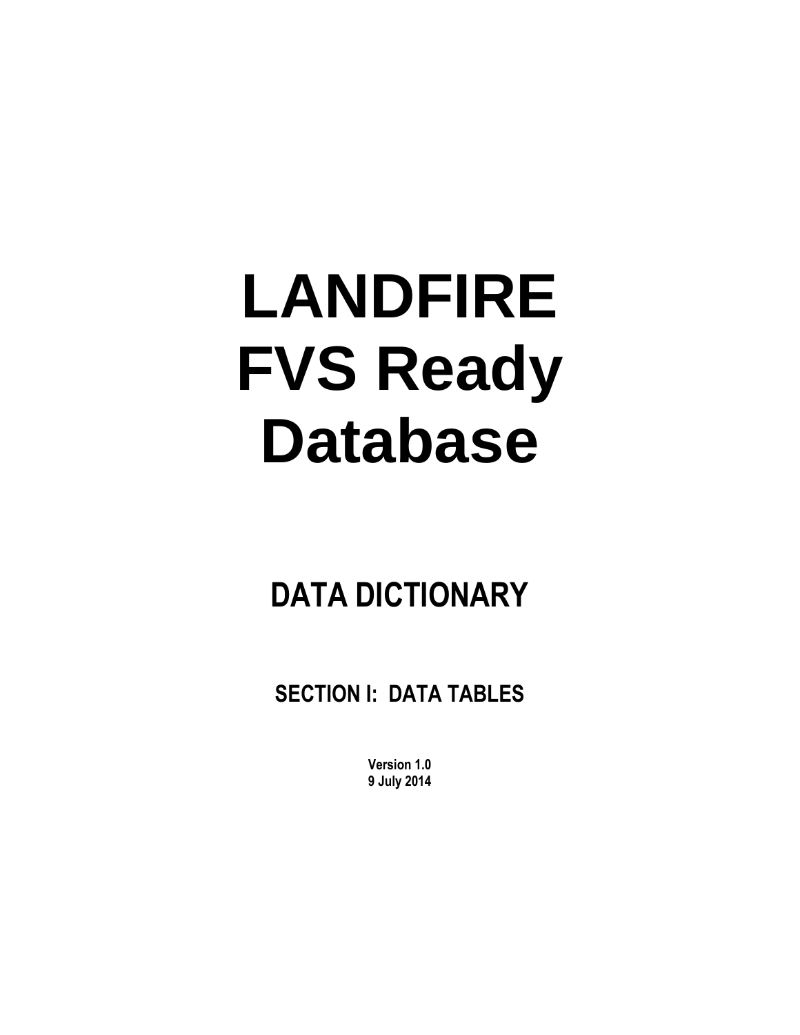# LANDFIRE FVS Ready Database

## DATA DICTIONARY

### SECTION I: DATA TABLES

**Version 1.0**
**9 July 2014**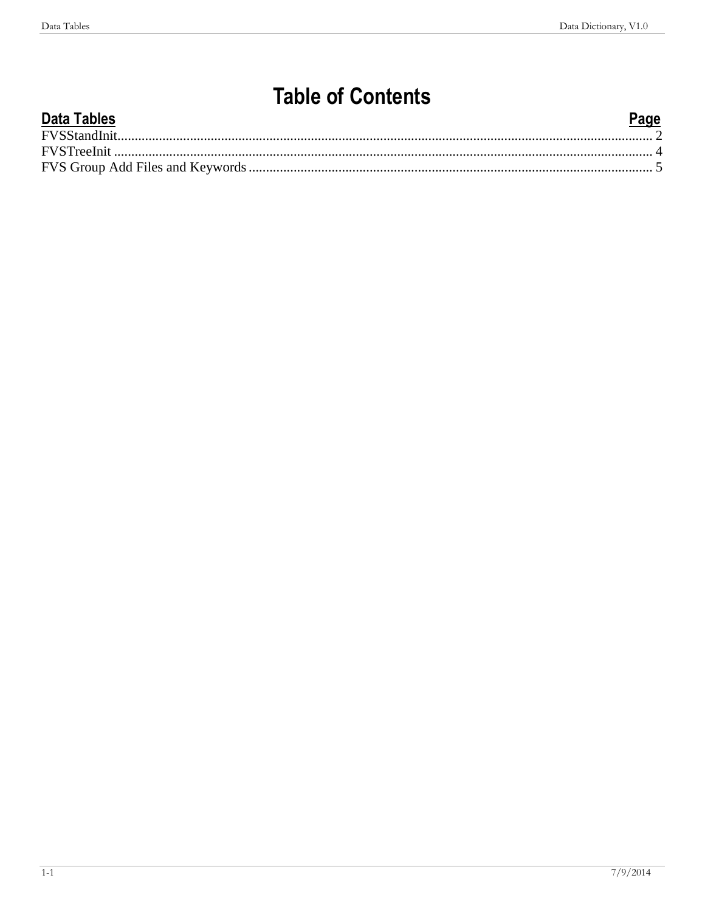# Table of Contents

| Data Tables | Page |
|---|---|
| FVSStandInit | 2 |
| FVSTreeInit | 4 |
| FVS Group Add Files and Keywords | 5 |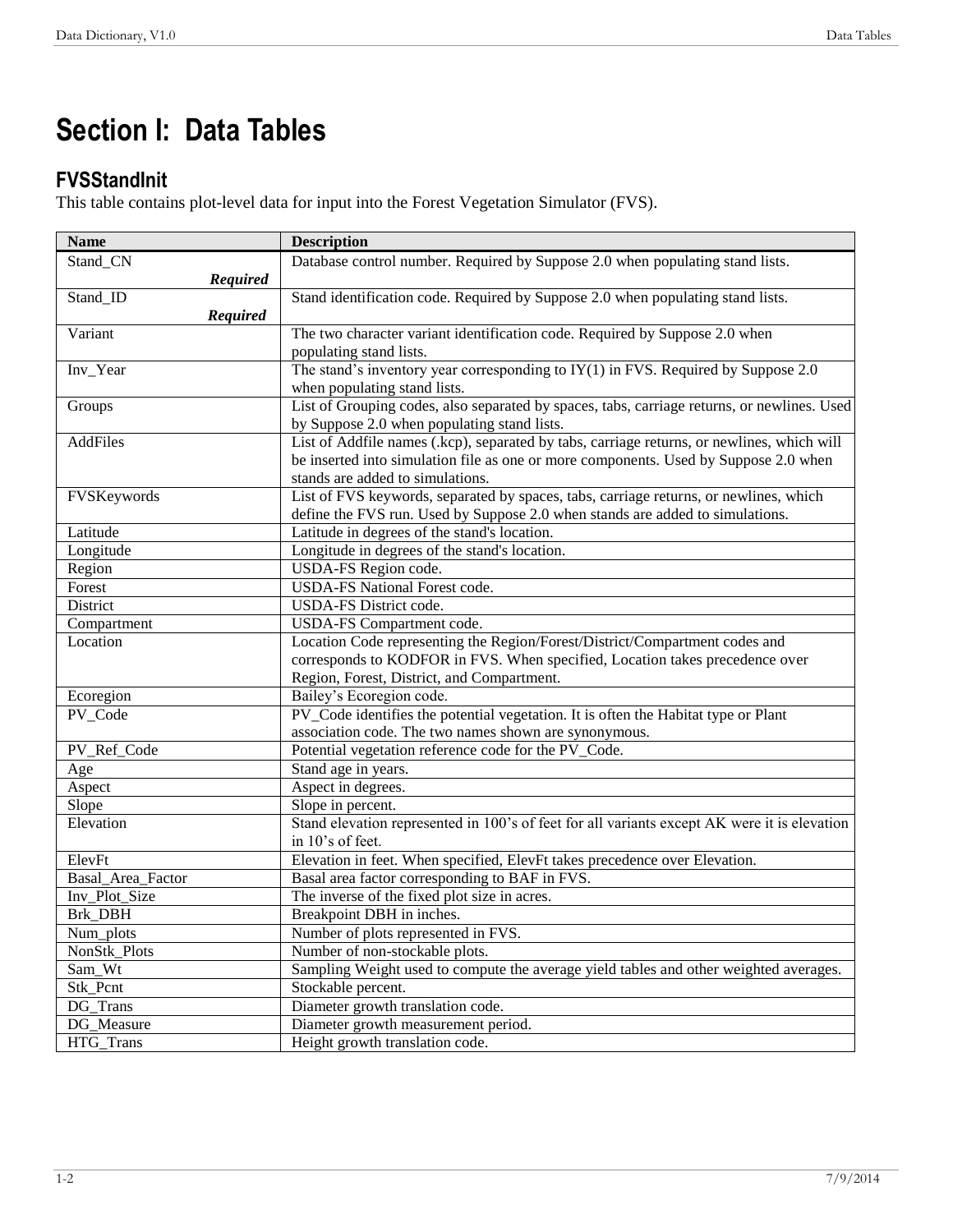# Section I:  Data Tables

## FVSStandInit

This table contains plot-level data for input into the Forest Vegetation Simulator (FVS).

| Name | Description |
|---|---|
| Stand_CN ***Required*** | Database control number. Required by Suppose 2.0 when populating stand lists. |
| Stand_ID ***Required*** | Stand identification code. Required by Suppose 2.0 when populating stand lists. |
| Variant | The two character variant identification code. Required by Suppose 2.0 when populating stand lists. |
| Inv_Year | The stand's inventory year corresponding to IY(1) in FVS. Required by Suppose 2.0 when populating stand lists. |
| Groups | List of Grouping codes, also separated by spaces, tabs, carriage returns, or newlines. Used by Suppose 2.0 when populating stand lists. |
| AddFiles | List of Addfile names (.kcp), separated by tabs, carriage returns, or newlines, which will be inserted into simulation file as one or more components. Used by Suppose 2.0 when stands are added to simulations. |
| FVSKeywords | List of FVS keywords, separated by spaces, tabs, carriage returns, or newlines, which define the FVS run. Used by Suppose 2.0 when stands are added to simulations. |
| Latitude | Latitude in degrees of the stand's location. |
| Longitude | Longitude in degrees of the stand's location. |
| Region | USDA-FS Region code. |
| Forest | USDA-FS National Forest code. |
| District | USDA-FS District code. |
| Compartment | USDA-FS Compartment code. |
| Location | Location Code representing the Region/Forest/District/Compartment codes and corresponds to KODFOR in FVS. When specified, Location takes precedence over Region, Forest, District, and Compartment. |
| Ecoregion | Bailey's Ecoregion code. |
| PV_Code | PV_Code identifies the potential vegetation. It is often the Habitat type or Plant association code. The two names shown are synonymous. |
| PV_Ref_Code | Potential vegetation reference code for the PV_Code. |
| Age | Stand age in years. |
| Aspect | Aspect in degrees. |
| Slope | Slope in percent. |
| Elevation | Stand elevation represented in 100's of feet for all variants except AK were it is elevation in 10's of feet. |
| ElevFt | Elevation in feet. When specified, ElevFt takes precedence over Elevation. |
| Basal_Area_Factor | Basal area factor corresponding to BAF in FVS. |
| Inv_Plot_Size | The inverse of the fixed plot size in acres. |
| Brk_DBH | Breakpoint DBH in inches. |
| Num_plots | Number of plots represented in FVS. |
| NonStk_Plots | Number of non-stockable plots. |
| Sam_Wt | Sampling Weight used to compute the average yield tables and other weighted averages. |
| Stk_Pcnt | Stockable percent. |
| DG_Trans | Diameter growth translation code. |
| DG_Measure | Diameter growth measurement period. |
| HTG_Trans | Height growth translation code. |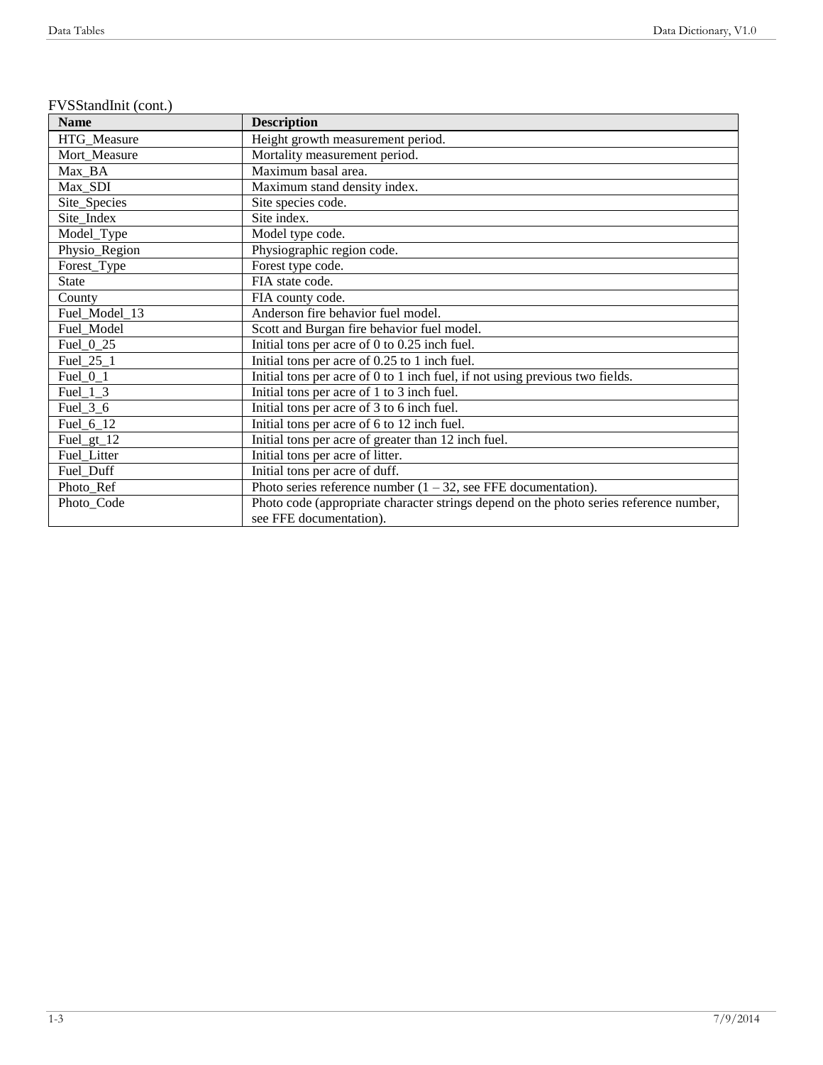FVSStandInit (cont.)

| Name | Description |
| --- | --- |
| HTG_Measure | Height growth measurement period. |
| Mort_Measure | Mortality measurement period. |
| Max_BA | Maximum basal area. |
| Max_SDI | Maximum stand density index. |
| Site_Species | Site species code. |
| Site_Index | Site index. |
| Model_Type | Model type code. |
| Physio_Region | Physiographic region code. |
| Forest_Type | Forest type code. |
| State | FIA state code. |
| County | FIA county code. |
| Fuel_Model_13 | Anderson fire behavior fuel model. |
| Fuel_Model | Scott and Burgan fire behavior fuel model. |
| Fuel_0_25 | Initial tons per acre of 0 to 0.25 inch fuel. |
| Fuel_25_1 | Initial tons per acre of 0.25 to 1 inch fuel. |
| Fuel_0_1 | Initial tons per acre of 0 to 1 inch fuel, if not using previous two fields. |
| Fuel_1_3 | Initial tons per acre of 1 to 3 inch fuel. |
| Fuel_3_6 | Initial tons per acre of 3 to 6 inch fuel. |
| Fuel_6_12 | Initial tons per acre of 6 to 12 inch fuel. |
| Fuel_gt_12 | Initial tons per acre of greater than 12 inch fuel. |
| Fuel_Litter | Initial tons per acre of litter. |
| Fuel_Duff | Initial tons per acre of duff. |
| Photo_Ref | Photo series reference number (1 – 32, see FFE documentation). |
| Photo_Code | Photo code (appropriate character strings depend on the photo series reference number, see FFE documentation). |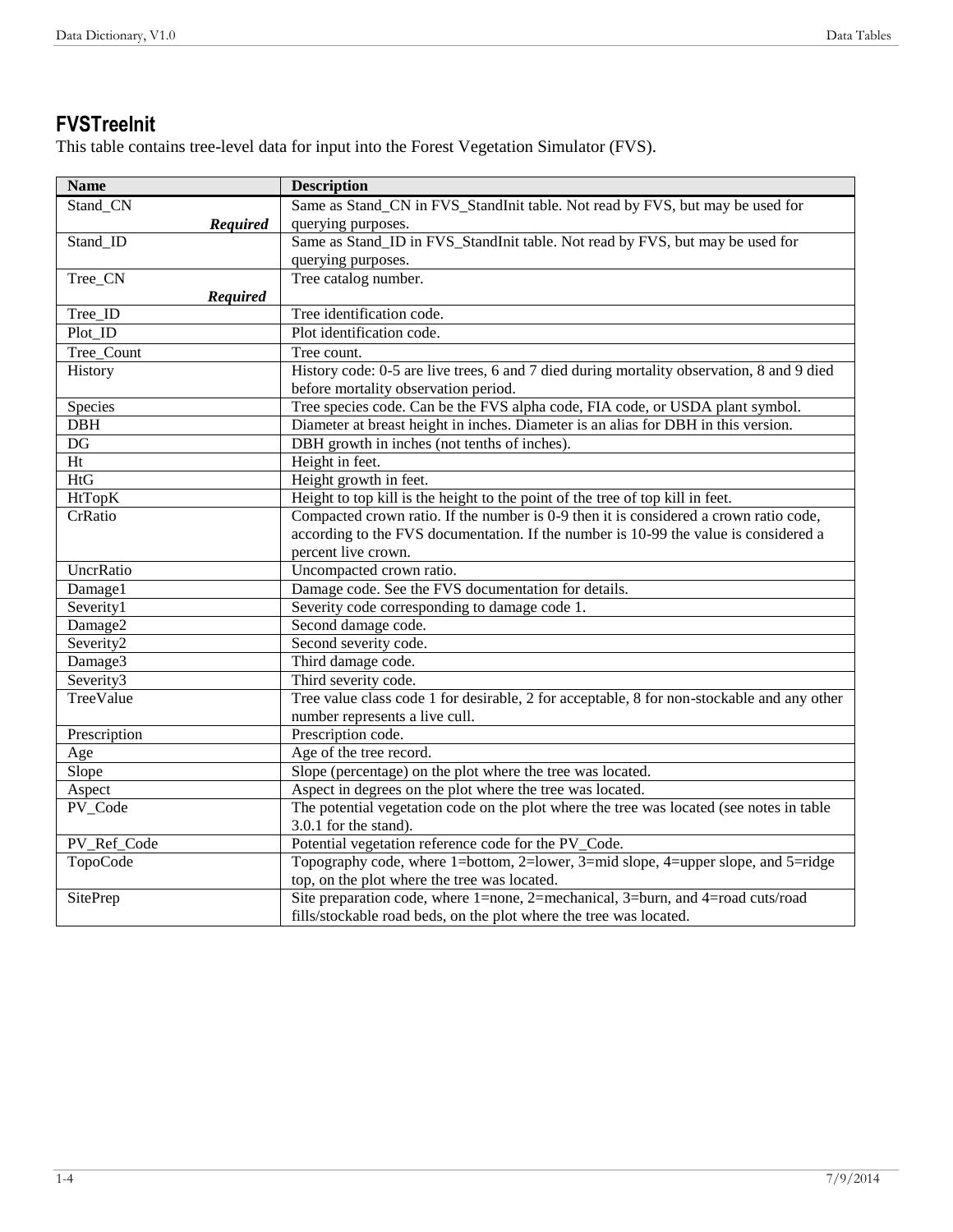## FVSTreeInit

This table contains tree-level data for input into the Forest Vegetation Simulator (FVS).

| Name | Description |
|---|---|
| Stand_CN *Required* | Same as Stand_CN in FVS_StandInit table. Not read by FVS, but may be used for querying purposes. |
| Stand_ID | Same as Stand_ID in FVS_StandInit table. Not read by FVS, but may be used for querying purposes. |
| Tree_CN *Required* | Tree catalog number. |
| Tree_ID | Tree identification code. |
| Plot_ID | Plot identification code. |
| Tree_Count | Tree count. |
| History | History code: 0-5 are live trees, 6 and 7 died during mortality observation, 8 and 9 died before mortality observation period. |
| Species | Tree species code. Can be the FVS alpha code, FIA code, or USDA plant symbol. |
| DBH | Diameter at breast height in inches. Diameter is an alias for DBH in this version. |
| DG | DBH growth in inches (not tenths of inches). |
| Ht | Height in feet. |
| HtG | Height growth in feet. |
| HtTopK | Height to top kill is the height to the point of the tree of top kill in feet. |
| CrRatio | Compacted crown ratio. If the number is 0-9 then it is considered a crown ratio code, according to the FVS documentation. If the number is 10-99 the value is considered a percent live crown. |
| UncrRatio | Uncompacted crown ratio. |
| Damage1 | Damage code. See the FVS documentation for details. |
| Severity1 | Severity code corresponding to damage code 1. |
| Damage2 | Second damage code. |
| Severity2 | Second severity code. |
| Damage3 | Third damage code. |
| Severity3 | Third severity code. |
| TreeValue | Tree value class code 1 for desirable, 2 for acceptable, 8 for non-stockable and any other number represents a live cull. |
| Prescription | Prescription code. |
| Age | Age of the tree record. |
| Slope | Slope (percentage) on the plot where the tree was located. |
| Aspect | Aspect in degrees on the plot where the tree was located. |
| PV_Code | The potential vegetation code on the plot where the tree was located (see notes in table 3.0.1 for the stand). |
| PV_Ref_Code | Potential vegetation reference code for the PV_Code. |
| TopoCode | Topography code, where 1=bottom, 2=lower, 3=mid slope, 4=upper slope, and 5=ridge top, on the plot where the tree was located. |
| SitePrep | Site preparation code, where 1=none, 2=mechanical, 3=burn, and 4=road cuts/road fills/stockable road beds, on the plot where the tree was located. |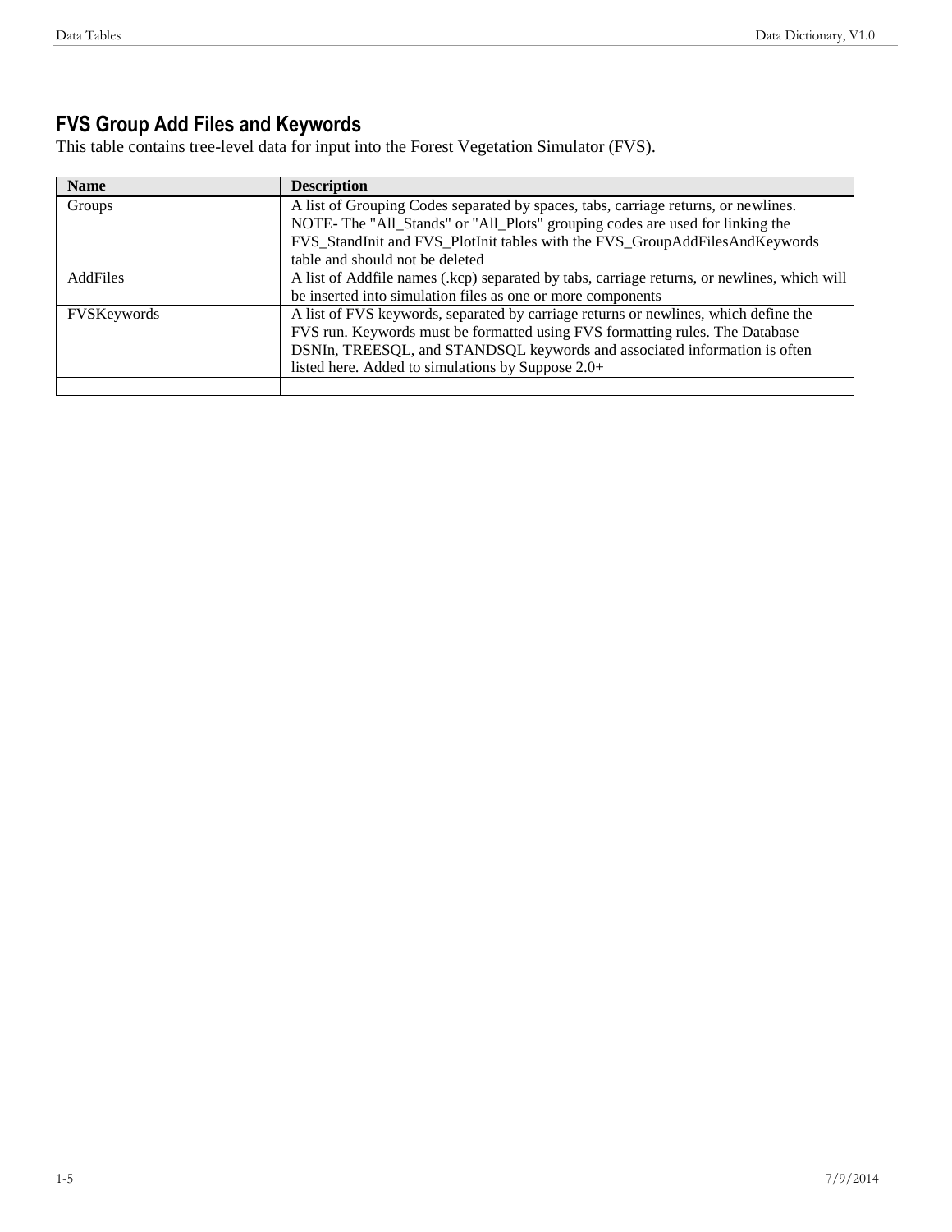## FVS Group Add Files and Keywords

This table contains tree-level data for input into the Forest Vegetation Simulator (FVS).

| Name | Description |
|---|---|
| Groups | A list of Grouping Codes separated by spaces, tabs, carriage returns, or newlines. NOTE- The "All_Stands" or "All_Plots" grouping codes are used for linking the FVS_StandInit and FVS_PlotInit tables with the FVS_GroupAddFilesAndKeywords table and should not be deleted |
| AddFiles | A list of Addfile names (.kcp) separated by tabs, carriage returns, or newlines, which will be inserted into simulation files as one or more components |
| FVSKeywords | A list of FVS keywords, separated by carriage returns or newlines, which define the FVS run. Keywords must be formatted using FVS formatting rules. The Database DSNIn, TREESQL, and STANDSQL keywords and associated information is often listed here. Added to simulations by Suppose 2.0+ |
| | |